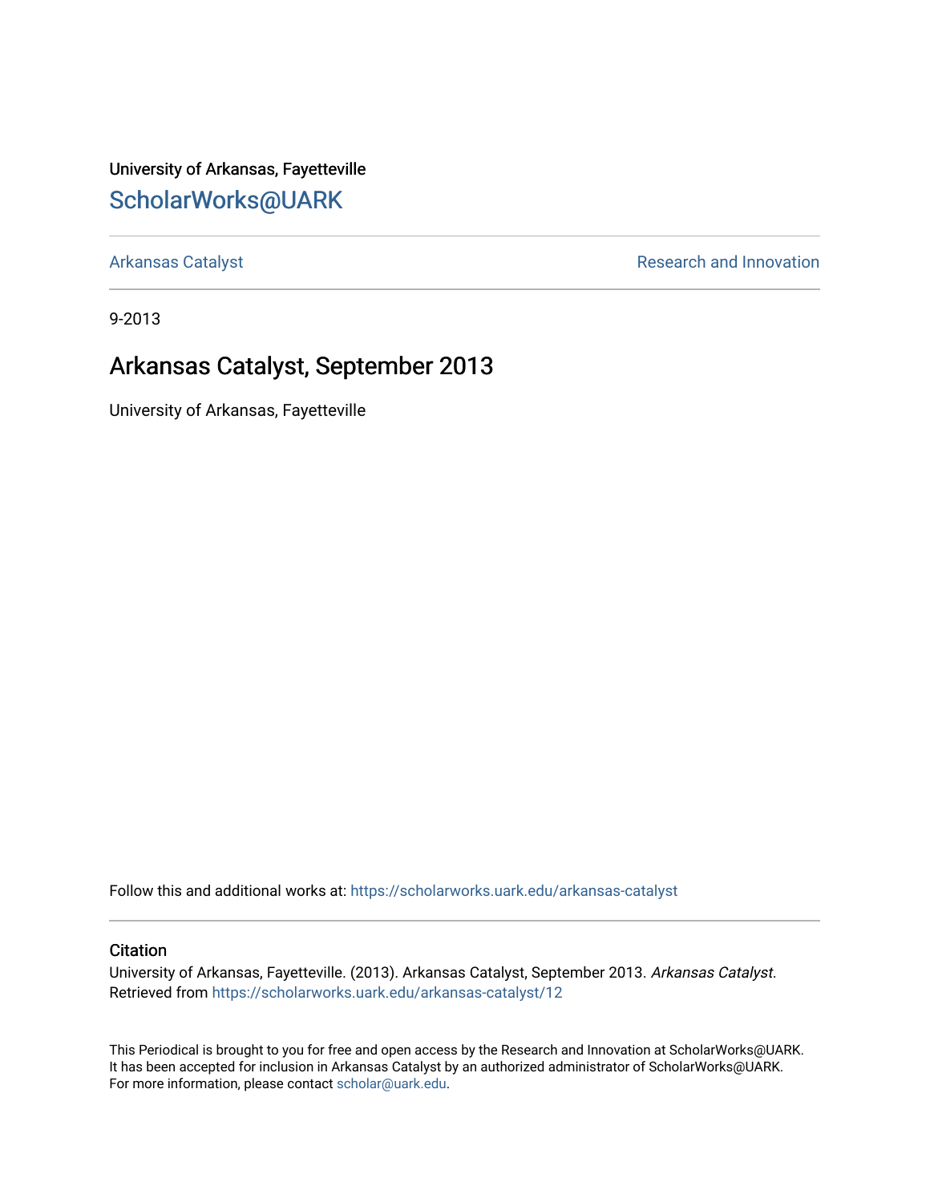University of Arkansas, Fayetteville

## ScholarWorks@UARK

Arkansas Catalyst | Research and Innovation

9-2013

# Arkansas Catalyst, September 2013

University of Arkansas, Fayetteville

Follow this and additional works at: https://scholarworks.uark.edu/arkansas-catalyst

### Citation

University of Arkansas, Fayetteville. (2013). Arkansas Catalyst, September 2013. *Arkansas Catalyst*. Retrieved from https://scholarworks.uark.edu/arkansas-catalyst/12

This Periodical is brought to you for free and open access by the Research and Innovation at ScholarWorks@UARK. It has been accepted for inclusion in Arkansas Catalyst by an authorized administrator of ScholarWorks@UARK. For more information, please contact scholar@uark.edu.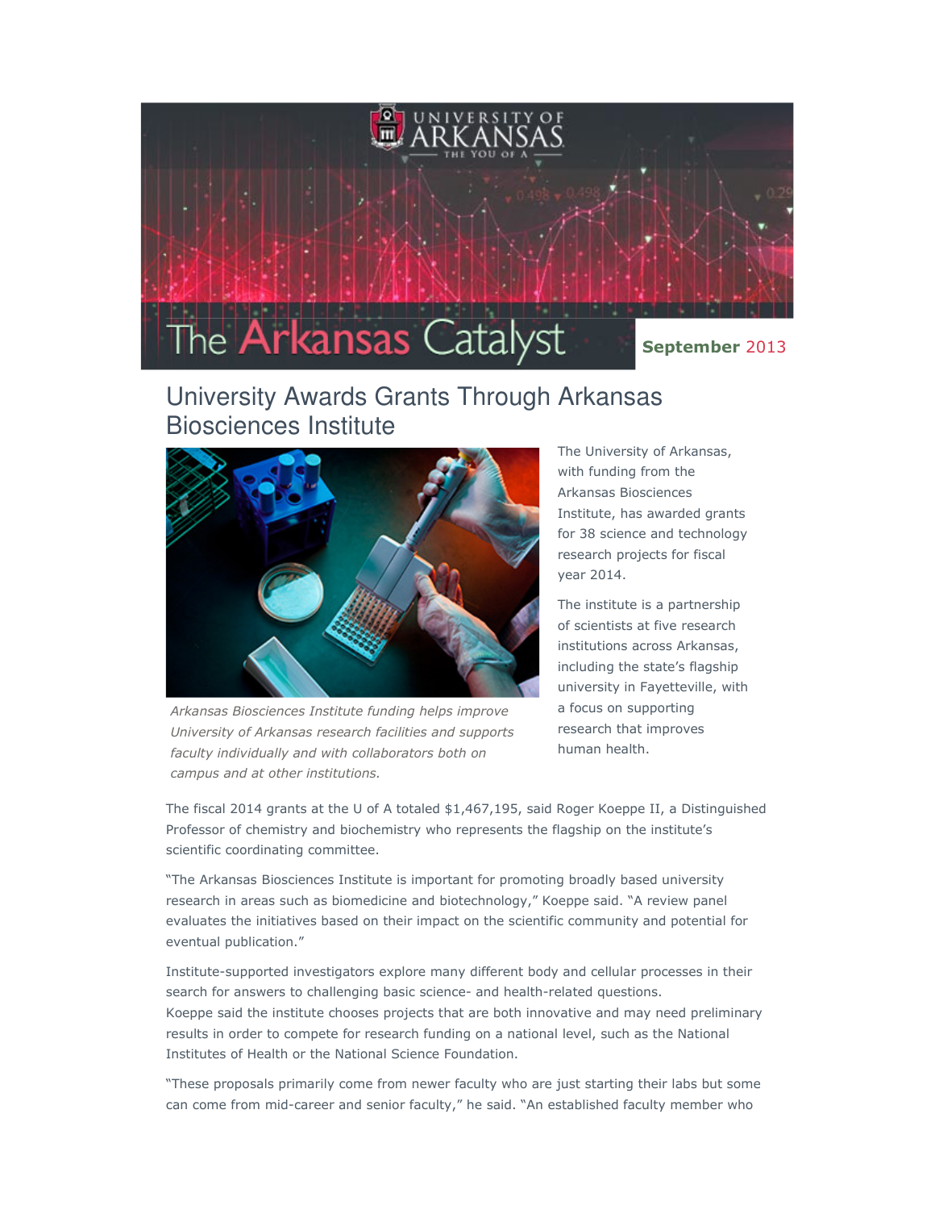# The Arkansas Catalyst

**September** 2013

## University Awards Grants Through Arkansas Biosciences Institute

*Arkansas Biosciences Institute funding helps improve University of Arkansas research facilities and supports faculty individually and with collaborators both on campus and at other institutions.*

The University of Arkansas, with funding from the Arkansas Biosciences Institute, has awarded grants for 38 science and technology research projects for fiscal year 2014.

The institute is a partnership of scientists at five research institutions across Arkansas, including the state's flagship university in Fayetteville, with a focus on supporting research that improves human health.

The fiscal 2014 grants at the U of A totaled $1,467,195, said Roger Koeppe II, a Distinguished Professor of chemistry and biochemistry who represents the flagship on the institute's scientific coordinating committee.

"The Arkansas Biosciences Institute is important for promoting broadly based university research in areas such as biomedicine and biotechnology," Koeppe said. "A review panel evaluates the initiatives based on their impact on the scientific community and potential for eventual publication."

Institute-supported investigators explore many different body and cellular processes in their search for answers to challenging basic science- and health-related questions.
Koeppe said the institute chooses projects that are both innovative and may need preliminary results in order to compete for research funding on a national level, such as the National Institutes of Health or the National Science Foundation.

"These proposals primarily come from newer faculty who are just starting their labs but some can come from mid-career and senior faculty," he said. "An established faculty member who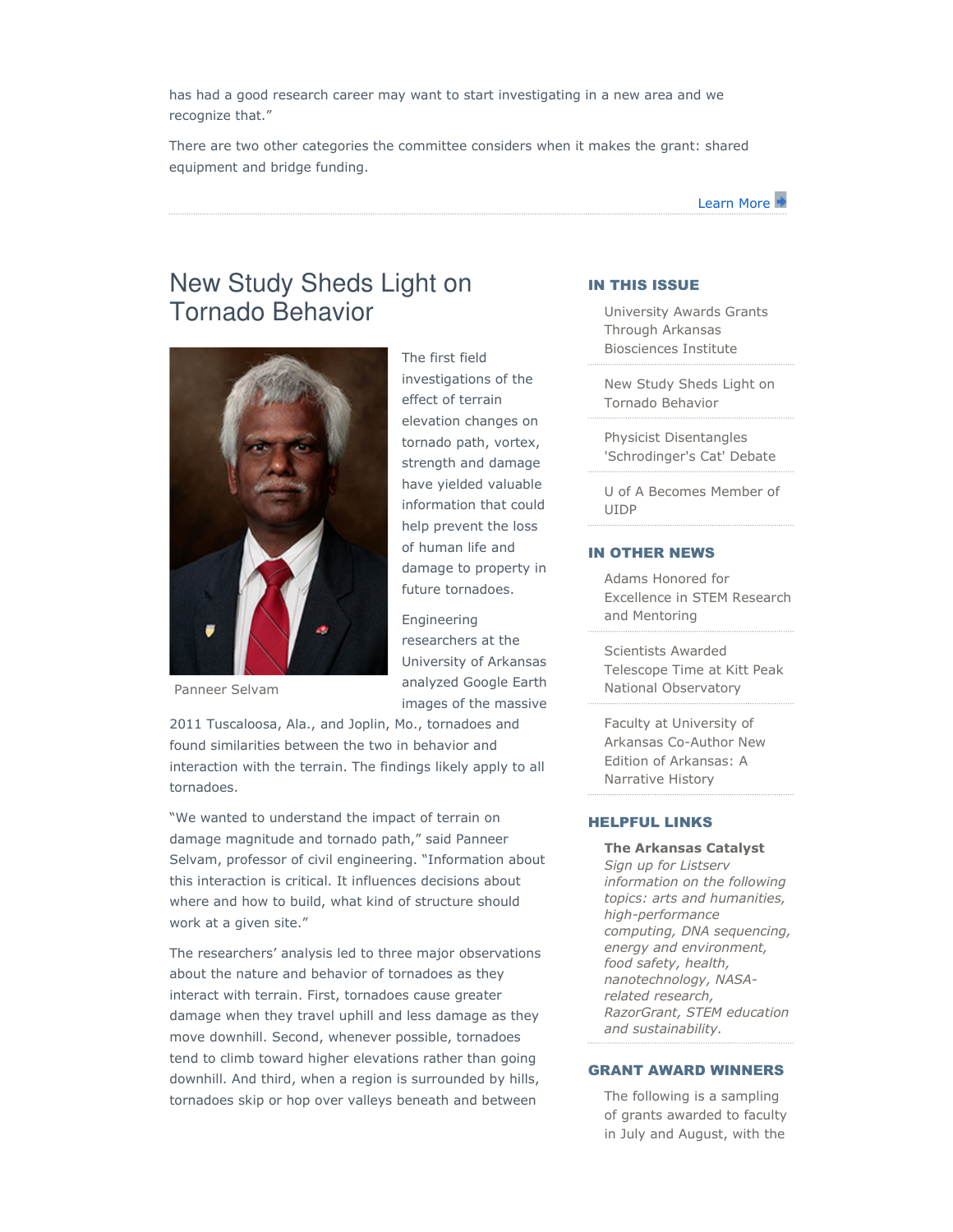has had a good research career may want to start investigating in a new area and we recognize that."

There are two other categories the committee considers when it makes the grant: shared equipment and bridge funding.

Learn More

## New Study Sheds Light on Tornado Behavior

Panneer Selvam

The first field investigations of the effect of terrain elevation changes on tornado path, vortex, strength and damage have yielded valuable information that could help prevent the loss of human life and damage to property in future tornadoes.

Engineering researchers at the University of Arkansas analyzed Google Earth images of the massive 2011 Tuscaloosa, Ala., and Joplin, Mo., tornadoes and found similarities between the two in behavior and interaction with the terrain. The findings likely apply to all tornadoes.

"We wanted to understand the impact of terrain on damage magnitude and tornado path," said Panneer Selvam, professor of civil engineering. "Information about this interaction is critical. It influences decisions about where and how to build, what kind of structure should work at a given site."

The researchers' analysis led to three major observations about the nature and behavior of tornadoes as they interact with terrain. First, tornadoes cause greater damage when they travel uphill and less damage as they move downhill. Second, whenever possible, tornadoes tend to climb toward higher elevations rather than going downhill. And third, when a region is surrounded by hills, tornadoes skip or hop over valleys beneath and between

### IN THIS ISSUE

- University Awards Grants Through Arkansas Biosciences Institute
- New Study Sheds Light on Tornado Behavior
- Physicist Disentangles 'Schrodinger's Cat' Debate
- U of A Becomes Member of UIDP

### IN OTHER NEWS

- Adams Honored for Excellence in STEM Research and Mentoring
- Scientists Awarded Telescope Time at Kitt Peak National Observatory
- Faculty at University of Arkansas Co-Author New Edition of Arkansas: A Narrative History

### HELPFUL LINKS

**The Arkansas Catalyst**
*Sign up for Listserv information on the following topics: arts and humanities, high-performance computing, DNA sequencing, energy and environment, food safety, health, nanotechnology, NASA-related research, RazorGrant, STEM education and sustainability.*

### GRANT AWARD WINNERS

The following is a sampling of grants awarded to faculty in July and August, with the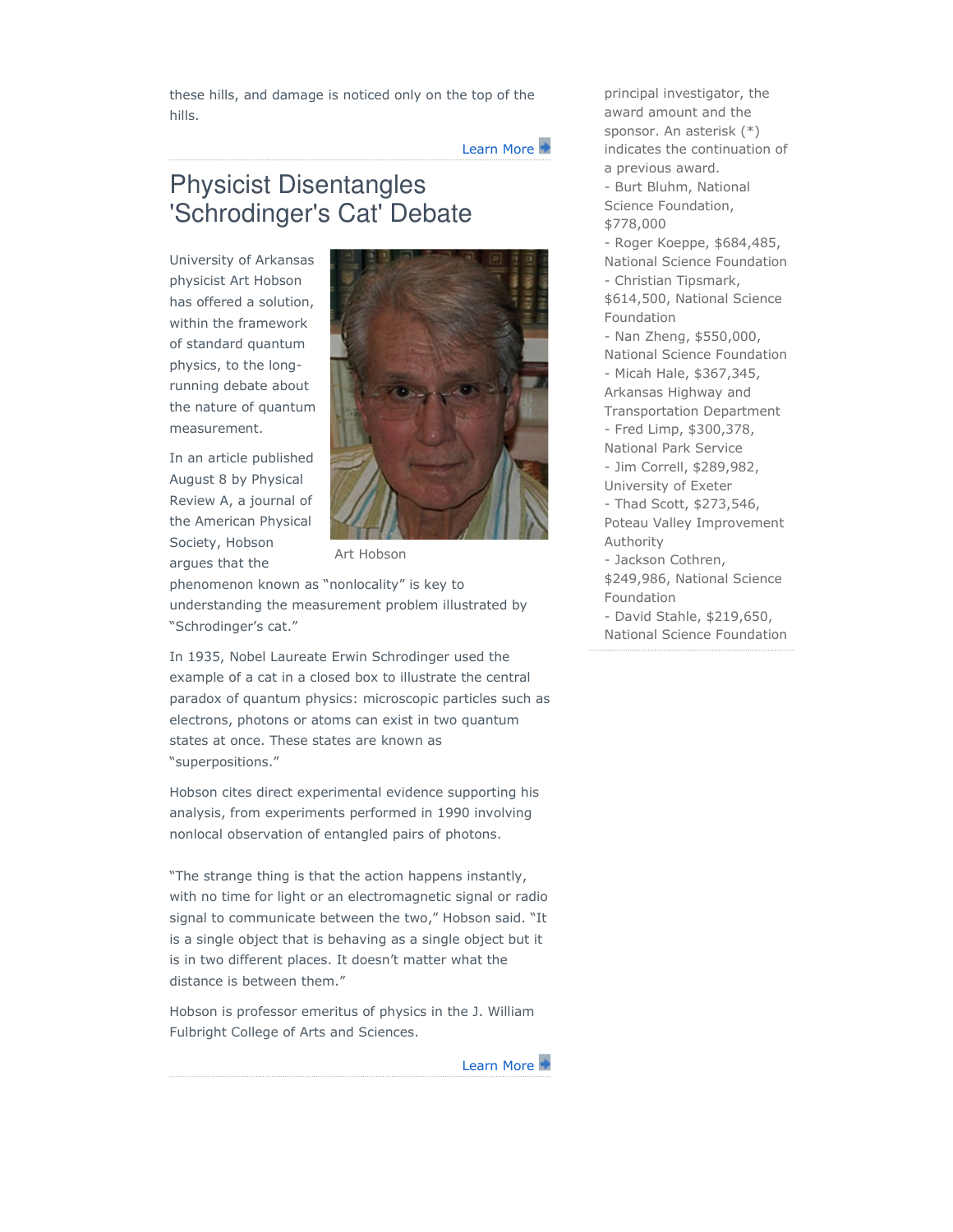these hills, and damage is noticed only on the top of the hills.

Learn More

## Physicist Disentangles 'Schrodinger's Cat' Debate

University of Arkansas physicist Art Hobson has offered a solution, within the framework of standard quantum physics, to the long-running debate about the nature of quantum measurement.

Art Hobson

In an article published August 8 by Physical Review A, a journal of the American Physical Society, Hobson argues that the phenomenon known as “nonlocality” is key to understanding the measurement problem illustrated by “Schrodinger’s cat.”

In 1935, Nobel Laureate Erwin Schrodinger used the example of a cat in a closed box to illustrate the central paradox of quantum physics: microscopic particles such as electrons, photons or atoms can exist in two quantum states at once. These states are known as “superpositions.”

Hobson cites direct experimental evidence supporting his analysis, from experiments performed in 1990 involving nonlocal observation of entangled pairs of photons.

“The strange thing is that the action happens instantly, with no time for light or an electromagnetic signal or radio signal to communicate between the two,” Hobson said. “It is a single object that is behaving as a single object but it is in two different places. It doesn’t matter what the distance is between them.”

Hobson is professor emeritus of physics in the J. William Fulbright College of Arts and Sciences.

Learn More

principal investigator, the award amount and the sponsor. An asterisk (*) indicates the continuation of a previous award.

- Burt Bluhm, National Science Foundation, $778,000
- Roger Koeppe, $684,485, National Science Foundation
- Christian Tipsmark, $614,500, National Science Foundation
- Nan Zheng, $550,000, National Science Foundation
- Micah Hale, $367,345, Arkansas Highway and Transportation Department
- Fred Limp, $300,378, National Park Service
- Jim Correll, $289,982, University of Exeter
- Thad Scott, $273,546, Poteau Valley Improvement Authority
- Jackson Cothren, $249,986, National Science Foundation
- David Stahle, $219,650, National Science Foundation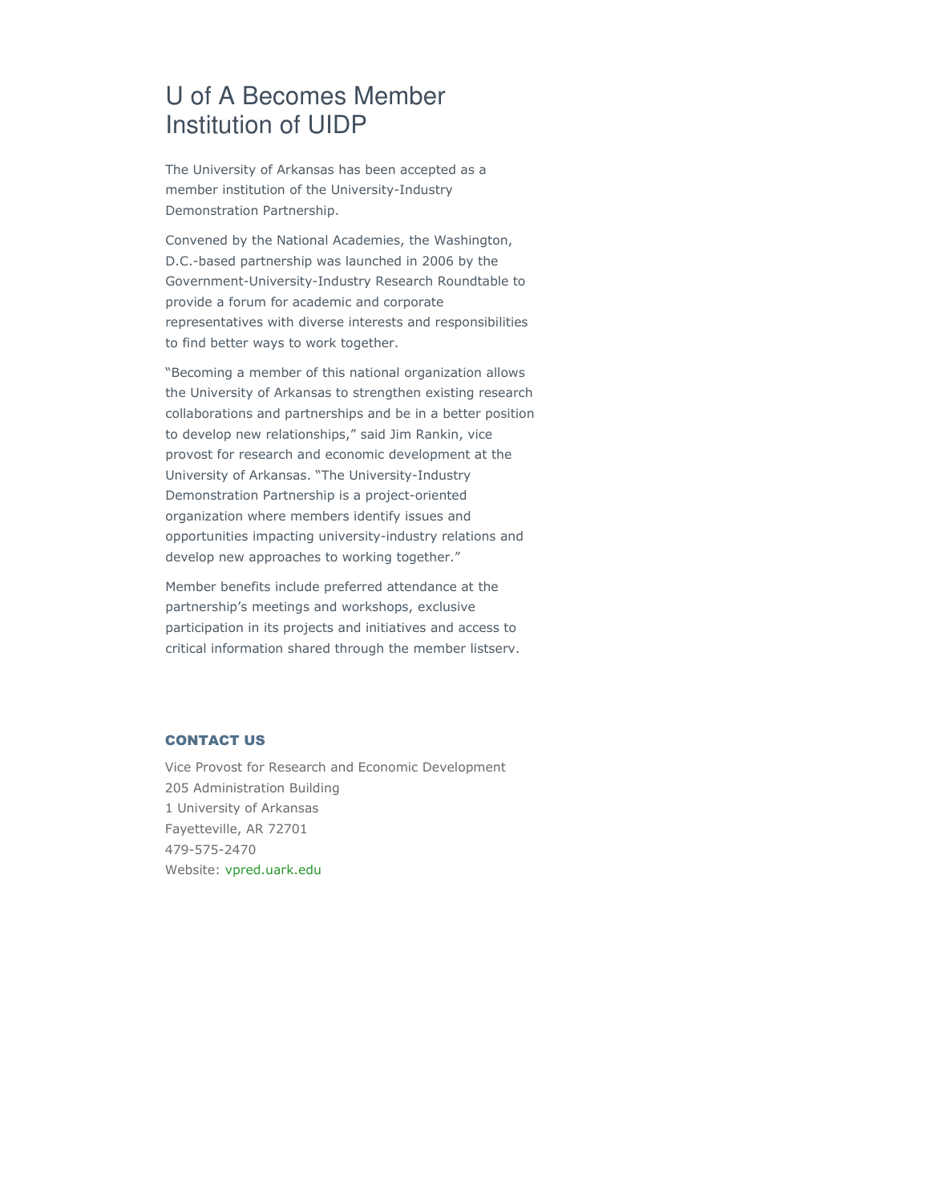# U of A Becomes Member Institution of UIDP

The University of Arkansas has been accepted as a member institution of the University-Industry Demonstration Partnership.

Convened by the National Academies, the Washington, D.C.-based partnership was launched in 2006 by the Government-University-Industry Research Roundtable to provide a forum for academic and corporate representatives with diverse interests and responsibilities to find better ways to work together.

"Becoming a member of this national organization allows the University of Arkansas to strengthen existing research collaborations and partnerships and be in a better position to develop new relationships," said Jim Rankin, vice provost for research and economic development at the University of Arkansas. "The University-Industry Demonstration Partnership is a project-oriented organization where members identify issues and opportunities impacting university-industry relations and develop new approaches to working together."

Member benefits include preferred attendance at the partnership's meetings and workshops, exclusive participation in its projects and initiatives and access to critical information shared through the member listserv.

**CONTACT US**

Vice Provost for Research and Economic Development
205 Administration Building
1 University of Arkansas
Fayetteville, AR 72701
479-575-2470
Website: vpred.uark.edu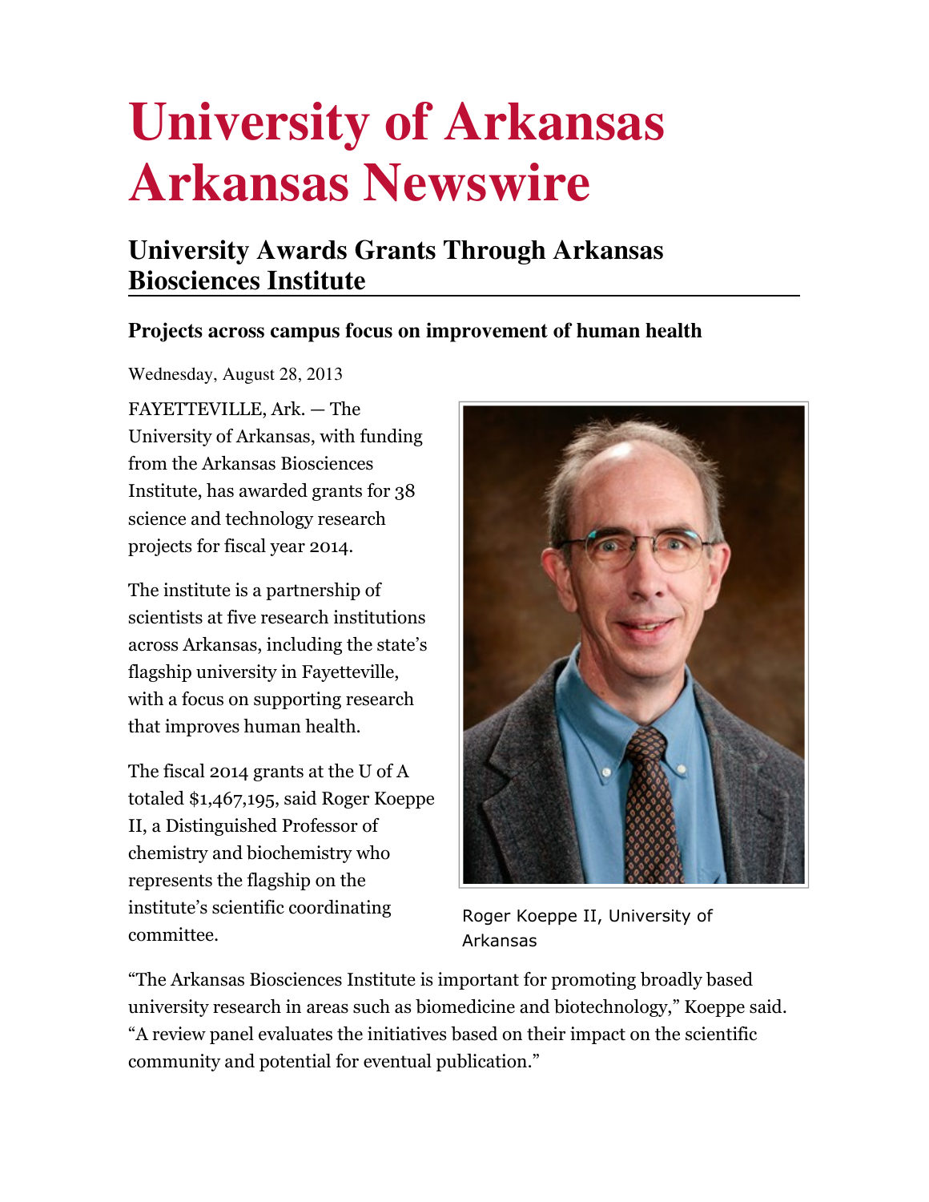# University of Arkansas Arkansas Newswire

## University Awards Grants Through Arkansas Biosciences Institute

### Projects across campus focus on improvement of human health

Wednesday, August 28, 2013

FAYETTEVILLE, Ark. — The University of Arkansas, with funding from the Arkansas Biosciences Institute, has awarded grants for 38 science and technology research projects for fiscal year 2014.

The institute is a partnership of scientists at five research institutions across Arkansas, including the state's flagship university in Fayetteville, with a focus on supporting research that improves human health.

The fiscal 2014 grants at the U of A totaled $1,467,195, said Roger Koeppe II, a Distinguished Professor of chemistry and biochemistry who represents the flagship on the institute's scientific coordinating committee.

Roger Koeppe II, University of Arkansas

"The Arkansas Biosciences Institute is important for promoting broadly based university research in areas such as biomedicine and biotechnology," Koeppe said. "A review panel evaluates the initiatives based on their impact on the scientific community and potential for eventual publication."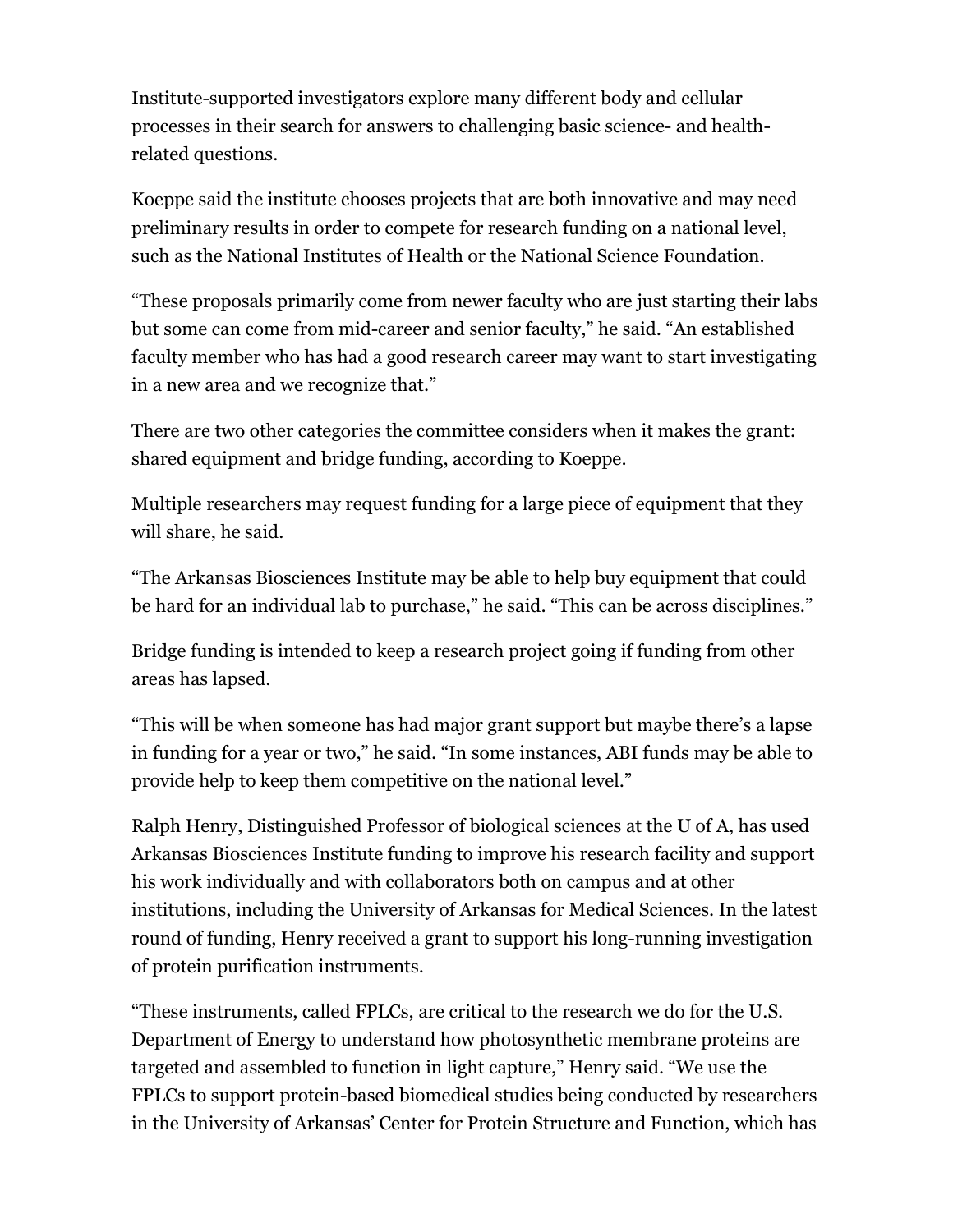Institute-supported investigators explore many different body and cellular processes in their search for answers to challenging basic science- and health-related questions.

Koeppe said the institute chooses projects that are both innovative and may need preliminary results in order to compete for research funding on a national level, such as the National Institutes of Health or the National Science Foundation.

"These proposals primarily come from newer faculty who are just starting their labs but some can come from mid-career and senior faculty," he said. "An established faculty member who has had a good research career may want to start investigating in a new area and we recognize that."

There are two other categories the committee considers when it makes the grant: shared equipment and bridge funding, according to Koeppe.

Multiple researchers may request funding for a large piece of equipment that they will share, he said.

"The Arkansas Biosciences Institute may be able to help buy equipment that could be hard for an individual lab to purchase," he said. "This can be across disciplines."

Bridge funding is intended to keep a research project going if funding from other areas has lapsed.

"This will be when someone has had major grant support but maybe there's a lapse in funding for a year or two," he said. "In some instances, ABI funds may be able to provide help to keep them competitive on the national level."

Ralph Henry, Distinguished Professor of biological sciences at the U of A, has used Arkansas Biosciences Institute funding to improve his research facility and support his work individually and with collaborators both on campus and at other institutions, including the University of Arkansas for Medical Sciences. In the latest round of funding, Henry received a grant to support his long-running investigation of protein purification instruments.

"These instruments, called FPLCs, are critical to the research we do for the U.S. Department of Energy to understand how photosynthetic membrane proteins are targeted and assembled to function in light capture," Henry said. "We use the FPLCs to support protein-based biomedical studies being conducted by researchers in the University of Arkansas' Center for Protein Structure and Function, which has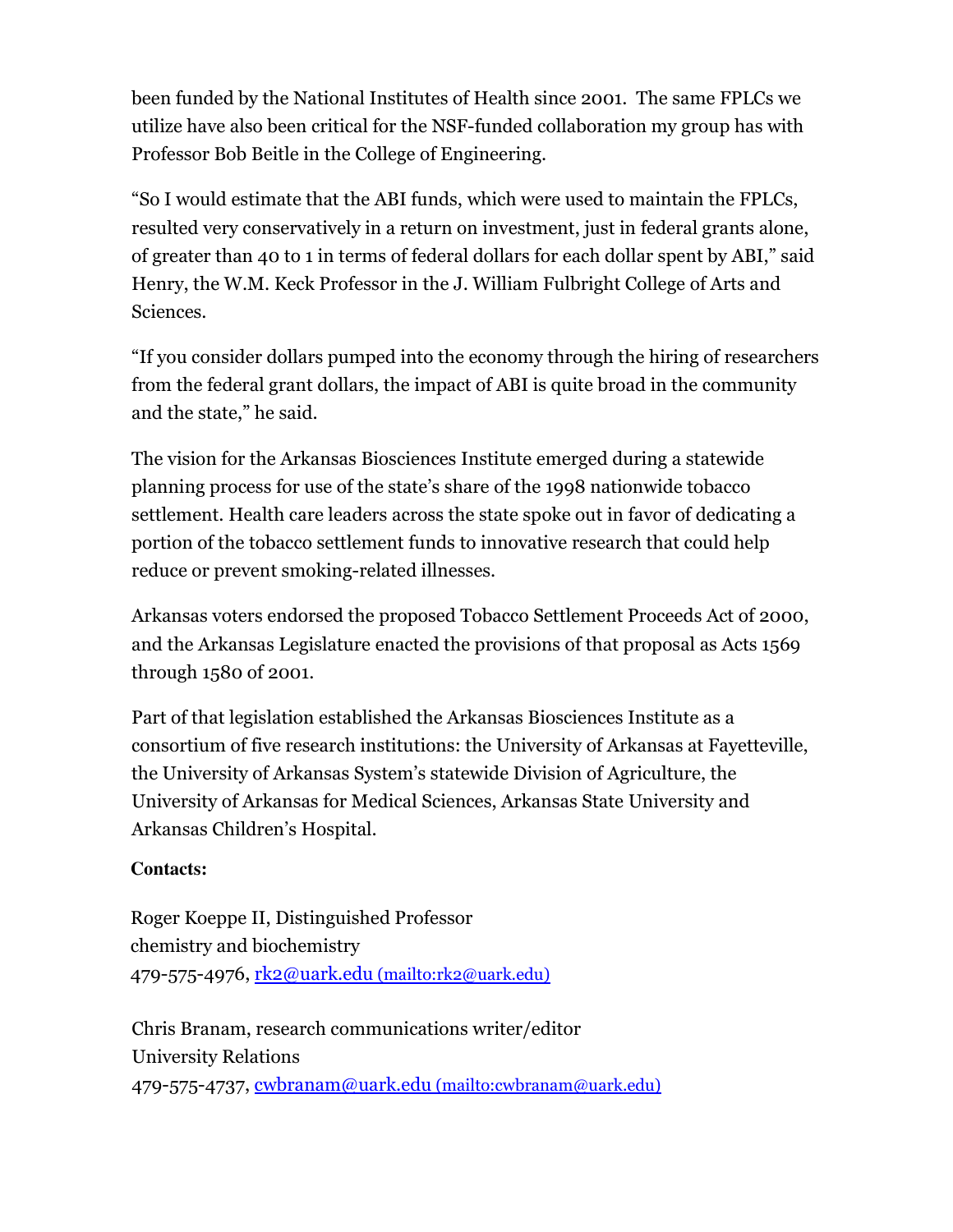been funded by the National Institutes of Health since 2001. The same FPLCs we utilize have also been critical for the NSF-funded collaboration my group has with Professor Bob Beitle in the College of Engineering.

"So I would estimate that the ABI funds, which were used to maintain the FPLCs, resulted very conservatively in a return on investment, just in federal grants alone, of greater than 40 to 1 in terms of federal dollars for each dollar spent by ABI," said Henry, the W.M. Keck Professor in the J. William Fulbright College of Arts and Sciences.

"If you consider dollars pumped into the economy through the hiring of researchers from the federal grant dollars, the impact of ABI is quite broad in the community and the state," he said.

The vision for the Arkansas Biosciences Institute emerged during a statewide planning process for use of the state's share of the 1998 nationwide tobacco settlement. Health care leaders across the state spoke out in favor of dedicating a portion of the tobacco settlement funds to innovative research that could help reduce or prevent smoking-related illnesses.

Arkansas voters endorsed the proposed Tobacco Settlement Proceeds Act of 2000, and the Arkansas Legislature enacted the provisions of that proposal as Acts 1569 through 1580 of 2001.

Part of that legislation established the Arkansas Biosciences Institute as a consortium of five research institutions: the University of Arkansas at Fayetteville, the University of Arkansas System's statewide Division of Agriculture, the University of Arkansas for Medical Sciences, Arkansas State University and Arkansas Children's Hospital.

**Contacts:**

Roger Koeppe II, Distinguished Professor
chemistry and biochemistry
479-575-4976, rk2@uark.edu (mailto:rk2@uark.edu)

Chris Branam, research communications writer/editor
University Relations
479-575-4737, cwbranam@uark.edu (mailto:cwbranam@uark.edu)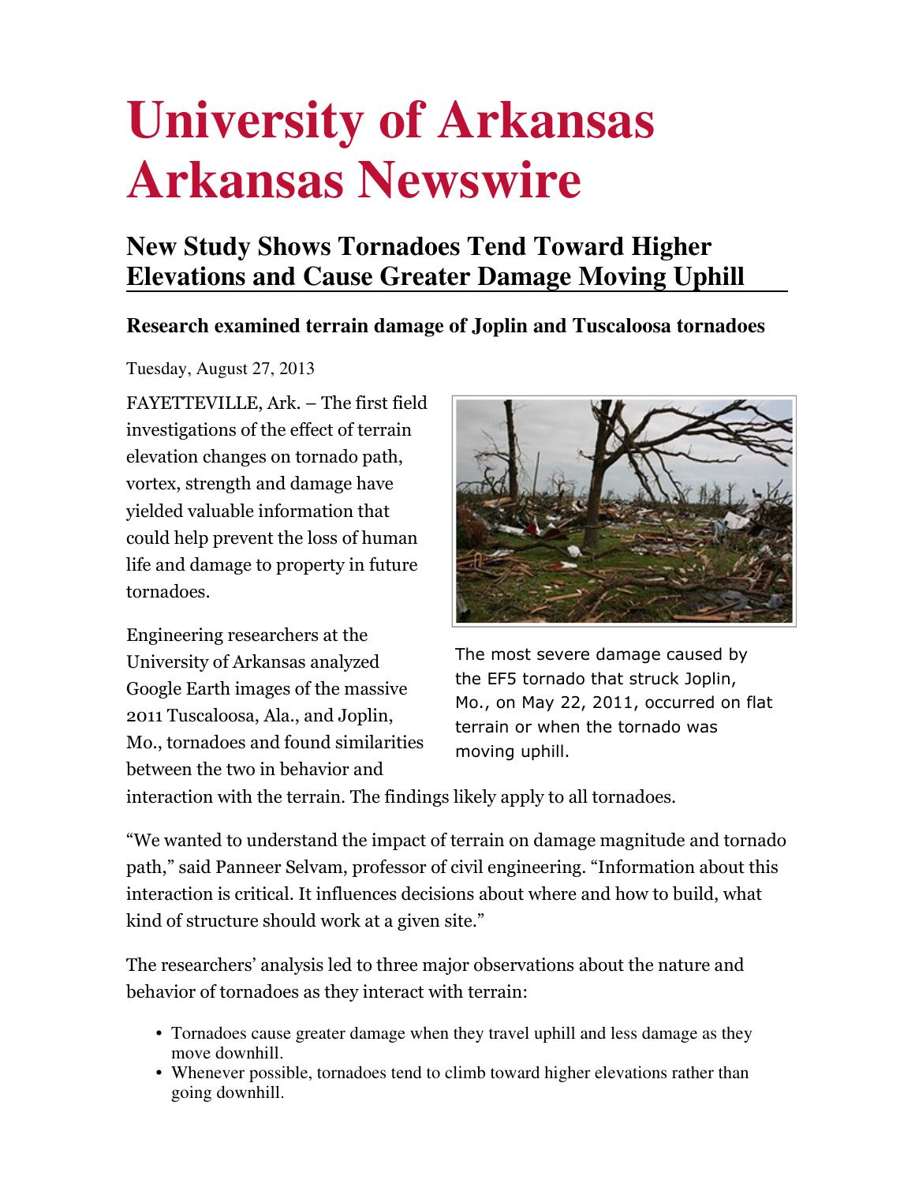# University of Arkansas
# Arkansas Newswire

## New Study Shows Tornadoes Tend Toward Higher Elevations and Cause Greater Damage Moving Uphill

### Research examined terrain damage of Joplin and Tuscaloosa tornadoes

Tuesday, August 27, 2013

FAYETTEVILLE, Ark. – The first field investigations of the effect of terrain elevation changes on tornado path, vortex, strength and damage have yielded valuable information that could help prevent the loss of human life and damage to property in future tornadoes.

The most severe damage caused by the EF5 tornado that struck Joplin, Mo., on May 22, 2011, occurred on flat terrain or when the tornado was moving uphill.

Engineering researchers at the University of Arkansas analyzed Google Earth images of the massive 2011 Tuscaloosa, Ala., and Joplin, Mo., tornadoes and found similarities between the two in behavior and interaction with the terrain. The findings likely apply to all tornadoes.

"We wanted to understand the impact of terrain on damage magnitude and tornado path," said Panneer Selvam, professor of civil engineering. "Information about this interaction is critical. It influences decisions about where and how to build, what kind of structure should work at a given site."

The researchers' analysis led to three major observations about the nature and behavior of tornadoes as they interact with terrain:

- Tornadoes cause greater damage when they travel uphill and less damage as they move downhill.
- Whenever possible, tornadoes tend to climb toward higher elevations rather than going downhill.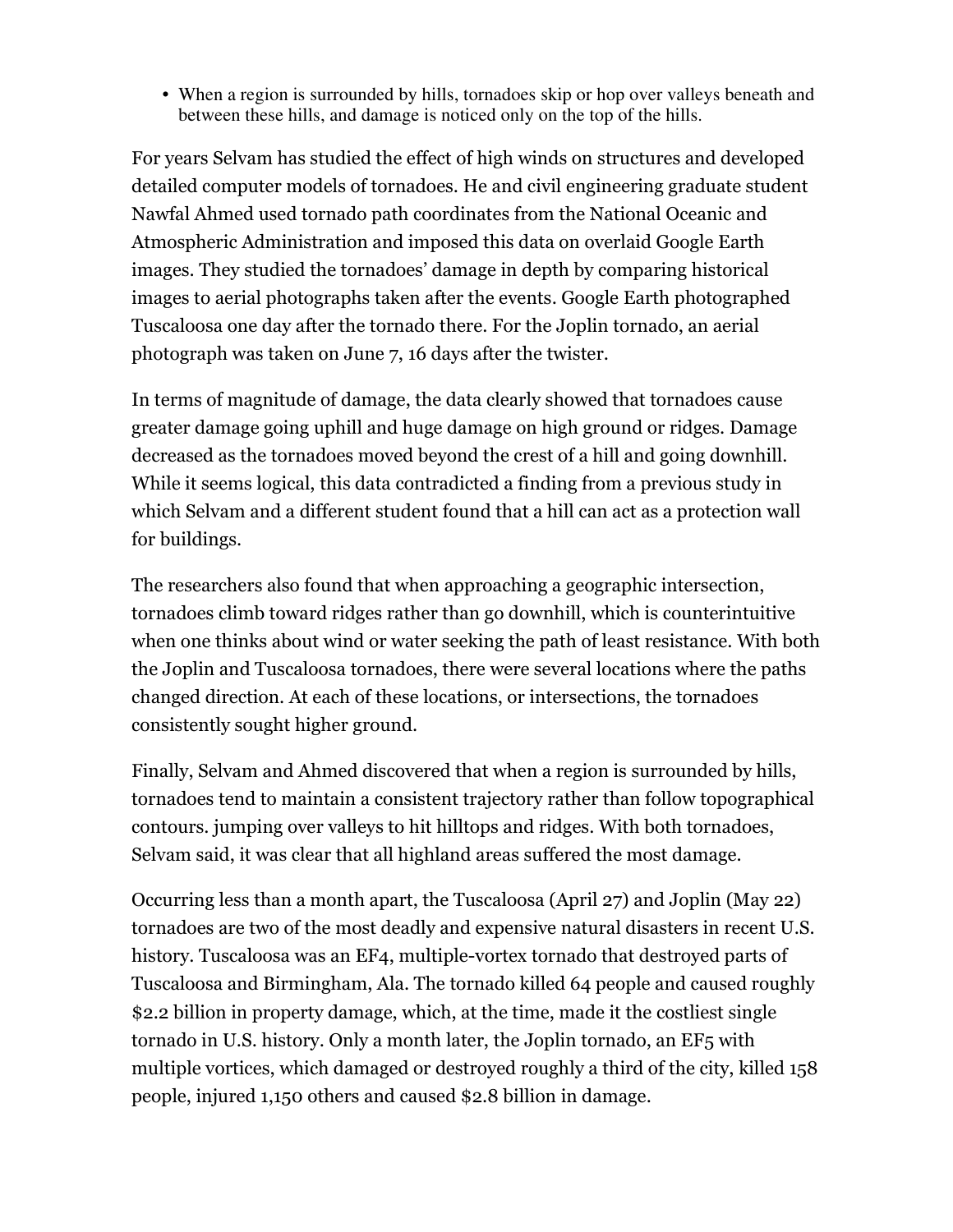- When a region is surrounded by hills, tornadoes skip or hop over valleys beneath and between these hills, and damage is noticed only on the top of the hills.

For years Selvam has studied the effect of high winds on structures and developed detailed computer models of tornadoes. He and civil engineering graduate student Nawfal Ahmed used tornado path coordinates from the National Oceanic and Atmospheric Administration and imposed this data on overlaid Google Earth images. They studied the tornadoes' damage in depth by comparing historical images to aerial photographs taken after the events. Google Earth photographed Tuscaloosa one day after the tornado there. For the Joplin tornado, an aerial photograph was taken on June 7, 16 days after the twister.

In terms of magnitude of damage, the data clearly showed that tornadoes cause greater damage going uphill and huge damage on high ground or ridges. Damage decreased as the tornadoes moved beyond the crest of a hill and going downhill. While it seems logical, this data contradicted a finding from a previous study in which Selvam and a different student found that a hill can act as a protection wall for buildings.

The researchers also found that when approaching a geographic intersection, tornadoes climb toward ridges rather than go downhill, which is counterintuitive when one thinks about wind or water seeking the path of least resistance. With both the Joplin and Tuscaloosa tornadoes, there were several locations where the paths changed direction. At each of these locations, or intersections, the tornadoes consistently sought higher ground.

Finally, Selvam and Ahmed discovered that when a region is surrounded by hills, tornadoes tend to maintain a consistent trajectory rather than follow topographical contours. jumping over valleys to hit hilltops and ridges. With both tornadoes, Selvam said, it was clear that all highland areas suffered the most damage.

Occurring less than a month apart, the Tuscaloosa (April 27) and Joplin (May 22) tornadoes are two of the most deadly and expensive natural disasters in recent U.S. history. Tuscaloosa was an EF4, multiple-vortex tornado that destroyed parts of Tuscaloosa and Birmingham, Ala. The tornado killed 64 people and caused roughly $2.2 billion in property damage, which, at the time, made it the costliest single tornado in U.S. history. Only a month later, the Joplin tornado, an EF5 with multiple vortices, which damaged or destroyed roughly a third of the city, killed 158 people, injured 1,150 others and caused $2.8 billion in damage.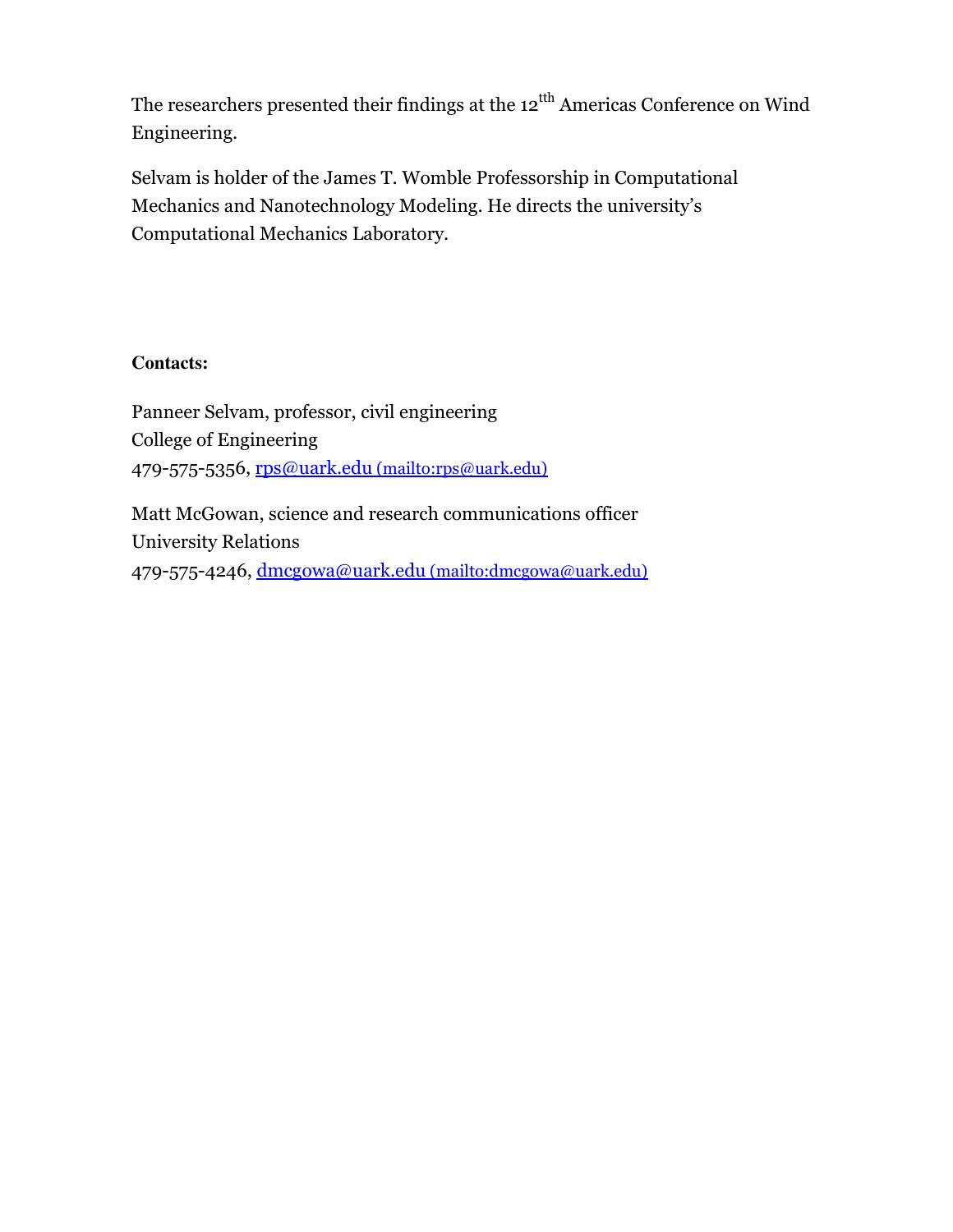The researchers presented their findings at the 12[tth] Americas Conference on Wind Engineering.

Selvam is holder of the James T. Womble Professorship in Computational Mechanics and Nanotechnology Modeling. He directs the university's Computational Mechanics Laboratory.

**Contacts:**

Panneer Selvam, professor, civil engineering
College of Engineering
479-575-5356, [rps@uark.edu](mailto:rps@uark.edu) (mailto:rps@uark.edu)

Matt McGowan, science and research communications officer
University Relations
479-575-4246, [dmcgowa@uark.edu](mailto:dmcgowa@uark.edu) (mailto:dmcgowa@uark.edu)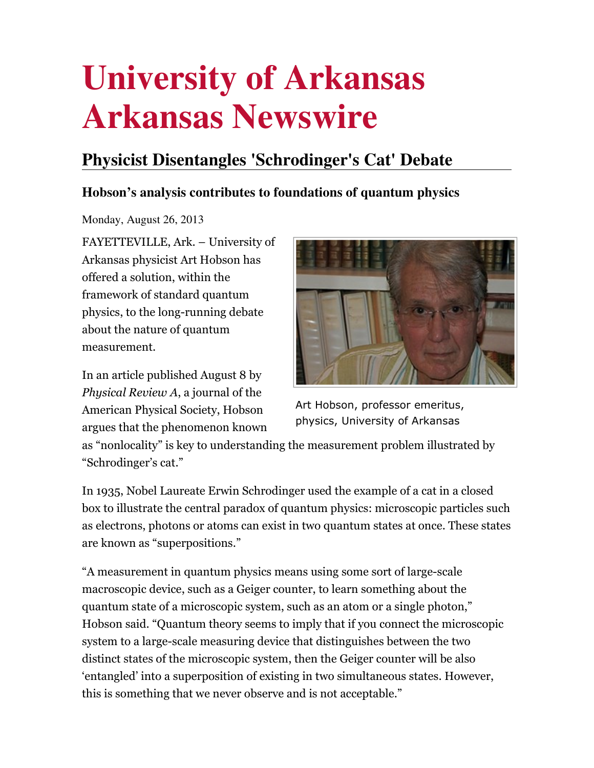# University of Arkansas Arkansas Newswire

## Physicist Disentangles 'Schrodinger's Cat' Debate

### Hobson's analysis contributes to foundations of quantum physics

Monday, August 26, 2013

FAYETTEVILLE, Ark. – University of Arkansas physicist Art Hobson has offered a solution, within the framework of standard quantum physics, to the long-running debate about the nature of quantum measurement.

Art Hobson, professor emeritus, physics, University of Arkansas

In an article published August 8 by *Physical Review A*, a journal of the American Physical Society, Hobson argues that the phenomenon known as "nonlocality" is key to understanding the measurement problem illustrated by "Schrodinger's cat."

In 1935, Nobel Laureate Erwin Schrodinger used the example of a cat in a closed box to illustrate the central paradox of quantum physics: microscopic particles such as electrons, photons or atoms can exist in two quantum states at once. These states are known as "superpositions."

"A measurement in quantum physics means using some sort of large-scale macroscopic device, such as a Geiger counter, to learn something about the quantum state of a microscopic system, such as an atom or a single photon," Hobson said. "Quantum theory seems to imply that if you connect the microscopic system to a large-scale measuring device that distinguishes between the two distinct states of the microscopic system, then the Geiger counter will be also 'entangled' into a superposition of existing in two simultaneous states. However, this is something that we never observe and is not acceptable."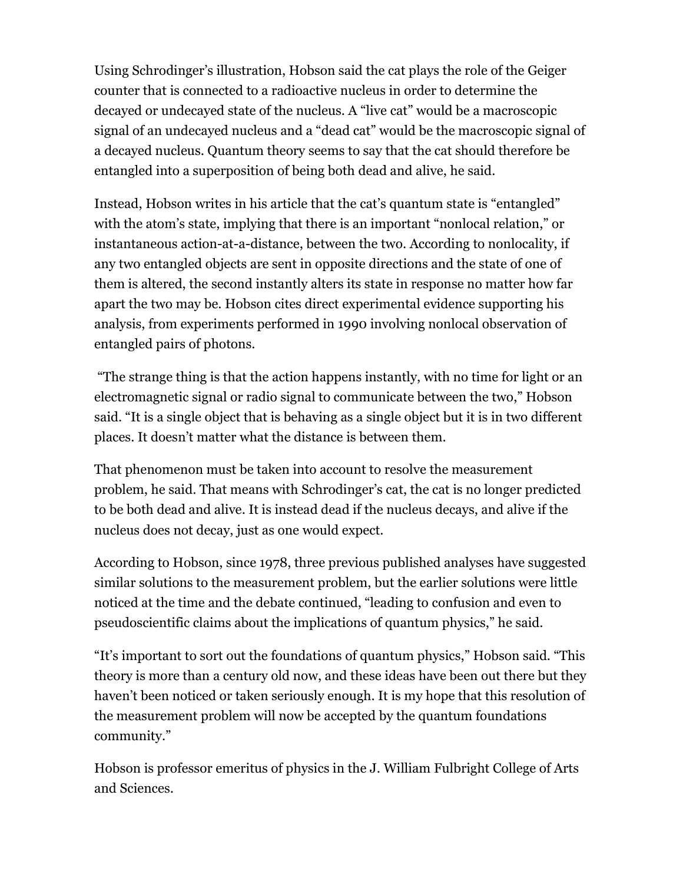Using Schrodinger's illustration, Hobson said the cat plays the role of the Geiger counter that is connected to a radioactive nucleus in order to determine the decayed or undecayed state of the nucleus. A "live cat" would be a macroscopic signal of an undecayed nucleus and a "dead cat" would be the macroscopic signal of a decayed nucleus. Quantum theory seems to say that the cat should therefore be entangled into a superposition of being both dead and alive, he said.

Instead, Hobson writes in his article that the cat's quantum state is "entangled" with the atom's state, implying that there is an important "nonlocal relation," or instantaneous action-at-a-distance, between the two. According to nonlocality, if any two entangled objects are sent in opposite directions and the state of one of them is altered, the second instantly alters its state in response no matter how far apart the two may be. Hobson cites direct experimental evidence supporting his analysis, from experiments performed in 1990 involving nonlocal observation of entangled pairs of photons.

"The strange thing is that the action happens instantly, with no time for light or an electromagnetic signal or radio signal to communicate between the two," Hobson said. "It is a single object that is behaving as a single object but it is in two different places. It doesn't matter what the distance is between them.

That phenomenon must be taken into account to resolve the measurement problem, he said. That means with Schrodinger's cat, the cat is no longer predicted to be both dead and alive. It is instead dead if the nucleus decays, and alive if the nucleus does not decay, just as one would expect.

According to Hobson, since 1978, three previous published analyses have suggested similar solutions to the measurement problem, but the earlier solutions were little noticed at the time and the debate continued, "leading to confusion and even to pseudoscientific claims about the implications of quantum physics," he said.

"It's important to sort out the foundations of quantum physics," Hobson said. "This theory is more than a century old now, and these ideas have been out there but they haven't been noticed or taken seriously enough. It is my hope that this resolution of the measurement problem will now be accepted by the quantum foundations community."

Hobson is professor emeritus of physics in the J. William Fulbright College of Arts and Sciences.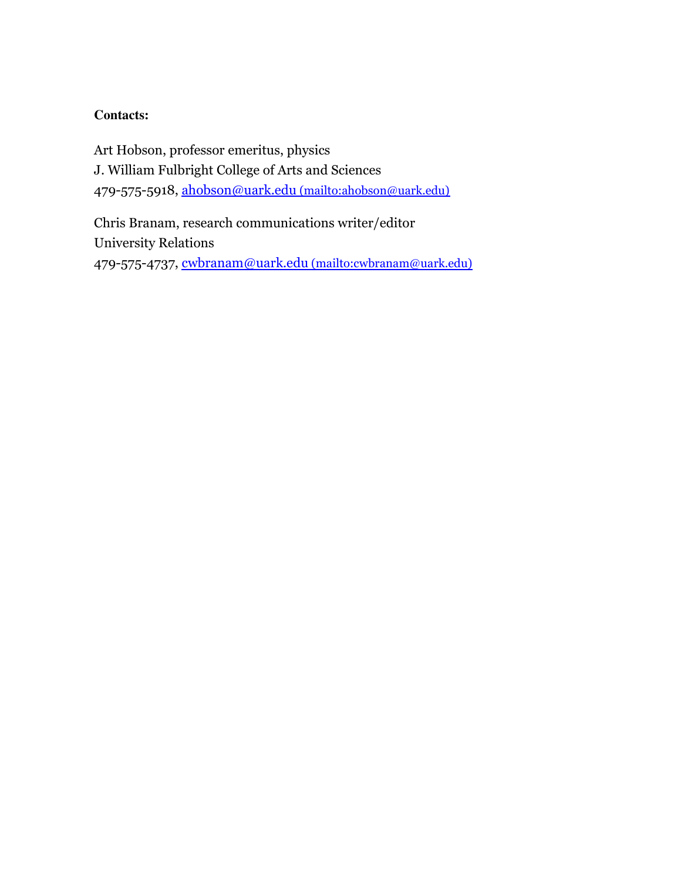**Contacts:**

Art Hobson, professor emeritus, physics
J. William Fulbright College of Arts and Sciences
479-575-5918, ahobson@uark.edu (mailto:ahobson@uark.edu)

Chris Branam, research communications writer/editor
University Relations
479-575-4737, cwbranam@uark.edu (mailto:cwbranam@uark.edu)